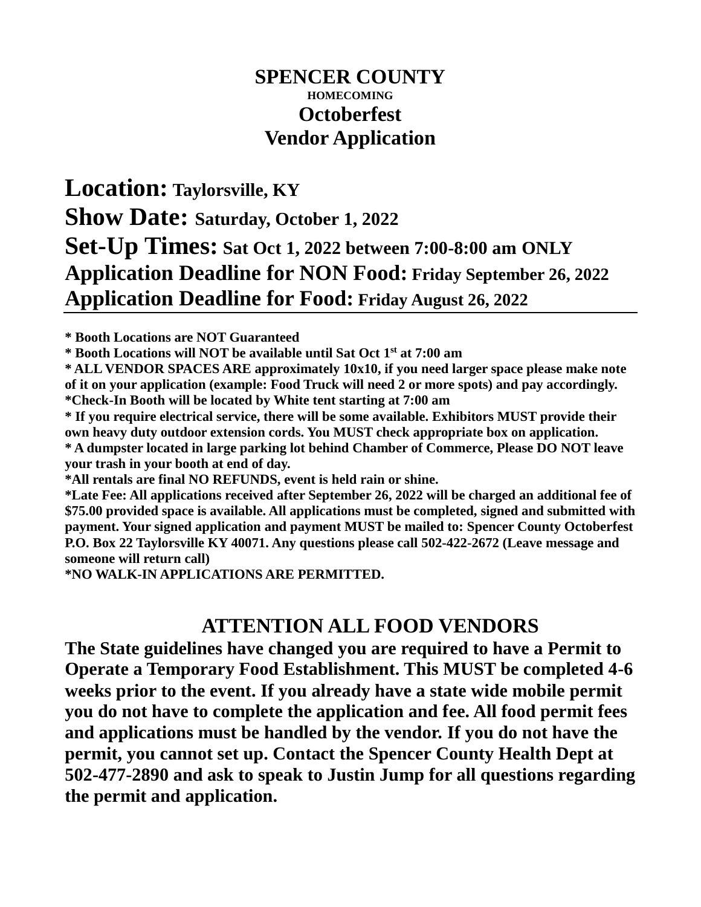# SPENCER COUNTY

**HOMECOMING**

## Octoberfest
## Vendor Application

**Location:** Taylorsville, KY

**Show Date:** Saturday, October 1, 2022

**Set-Up Times:** Sat Oct 1, 2022 between 7:00-8:00 am ONLY

**Application Deadline for NON Food:** Friday September 26, 2022

**Application Deadline for Food:** Friday August 26, 2022

---

**\* Booth Locations are NOT Guaranteed**

**\* Booth Locations will NOT be available until Sat Oct 1st at 7:00 am**

**\* ALL VENDOR SPACES ARE approximately 10x10, if you need larger space please make note of it on your application (example: Food Truck will need 2 or more spots) and pay accordingly.**

**\*Check-In Booth will be located by White tent starting at 7:00 am**

**\* If you require electrical service, there will be some available. Exhibitors MUST provide their own heavy duty outdoor extension cords. You MUST check appropriate box on application.**

**\* A dumpster located in large parking lot behind Chamber of Commerce, Please DO NOT leave your trash in your booth at end of day.**

**\*All rentals are final NO REFUNDS, event is held rain or shine.**

**\*Late Fee: All applications received after September 26, 2022 will be charged an additional fee of $75.00 provided space is available. All applications must be completed, signed and submitted with payment. Your signed application and payment MUST be mailed to: Spencer County Octoberfest P.O. Box 22 Taylorsville KY 40071. Any questions please call 502-422-2672 (Leave message and someone will return call)**

**\*NO WALK-IN APPLICATIONS ARE PERMITTED.**

## ATTENTION ALL FOOD VENDORS

**The State guidelines have changed you are required to have a Permit to Operate a Temporary Food Establishment. This MUST be completed 4-6 weeks prior to the event. If you already have a state wide mobile permit you do not have to complete the application and fee. All food permit fees and applications must be handled by the vendor. If you do not have the permit, you cannot set up. Contact the Spencer County Health Dept at 502-477-2890 and ask to speak to Justin Jump for all questions regarding the permit and application.**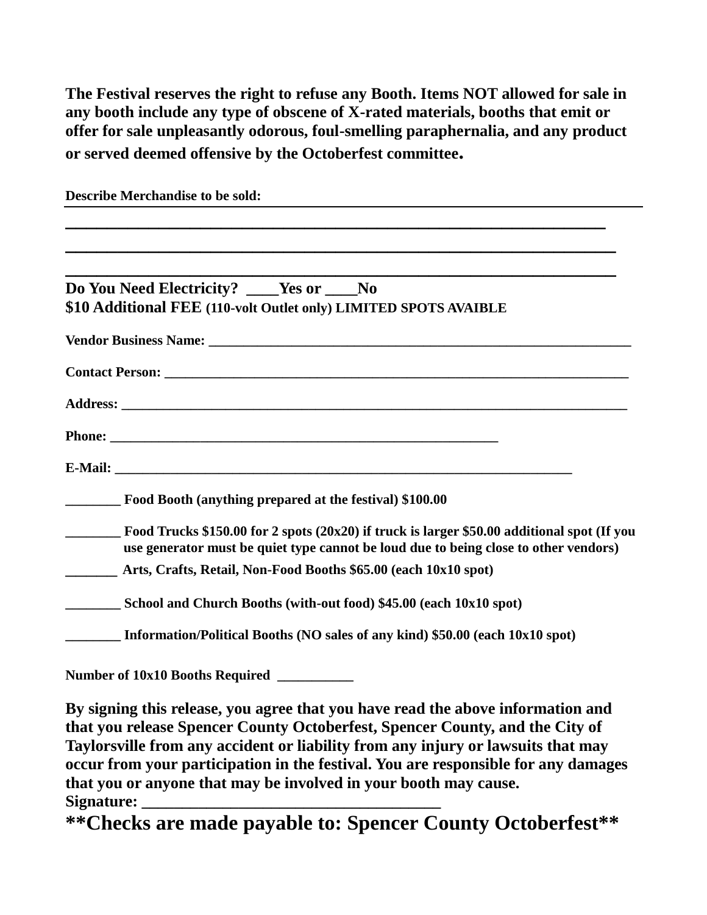**The Festival reserves the right to refuse any Booth. Items NOT allowed for sale in any booth include any type of obscene of X-rated materials, booths that emit or offer for sale unpleasantly odorous, foul-smelling paraphernalia, and any product or served deemed offensive by the Octoberfest committee.**

**Describe Merchandise to be sold:** ______________________________________________

______________________________________________________________________

______________________________________________________________________

______________________________________________________________________

**Do You Need Electricity? ____Yes or ____No**
**$10 Additional FEE (110-volt Outlet only) LIMITED SPOTS AVAIBLE**

**Vendor Business Name:** ____________________________________________________

**Contact Person:** _________________________________________________________

**Address:** _______________________________________________________________

**Phone:** ______________________________________________

**E-Mail:** ____________________________________________________

**________ Food Booth (anything prepared at the festival) $100.00**

**________ Food Trucks $150.00 for 2 spots (20x20) if truck is larger $50.00 additional spot (If you use generator must be quiet type cannot be loud due to being close to other vendors)**

**_______ Arts, Crafts, Retail, Non-Food Booths $65.00 (each 10x10 spot)**

**________ School and Church Booths (with-out food) $45.00 (each 10x10 spot)**

**________ Information/Political Booths (NO sales of any kind) $50.00 (each 10x10 spot)**

**Number of 10x10 Booths Required** ___________

**By signing this release, you agree that you have read the above information and that you release Spencer County Octoberfest, Spencer County, and the City of Taylorsville from any accident or liability from any injury or lawsuits that may occur from your participation in the festival. You are responsible for any damages that you or anyone that may be involved in your booth may cause.**
**Signature:** ____________________________________

**\*\*Checks are made payable to: Spencer County Octoberfest\*\***